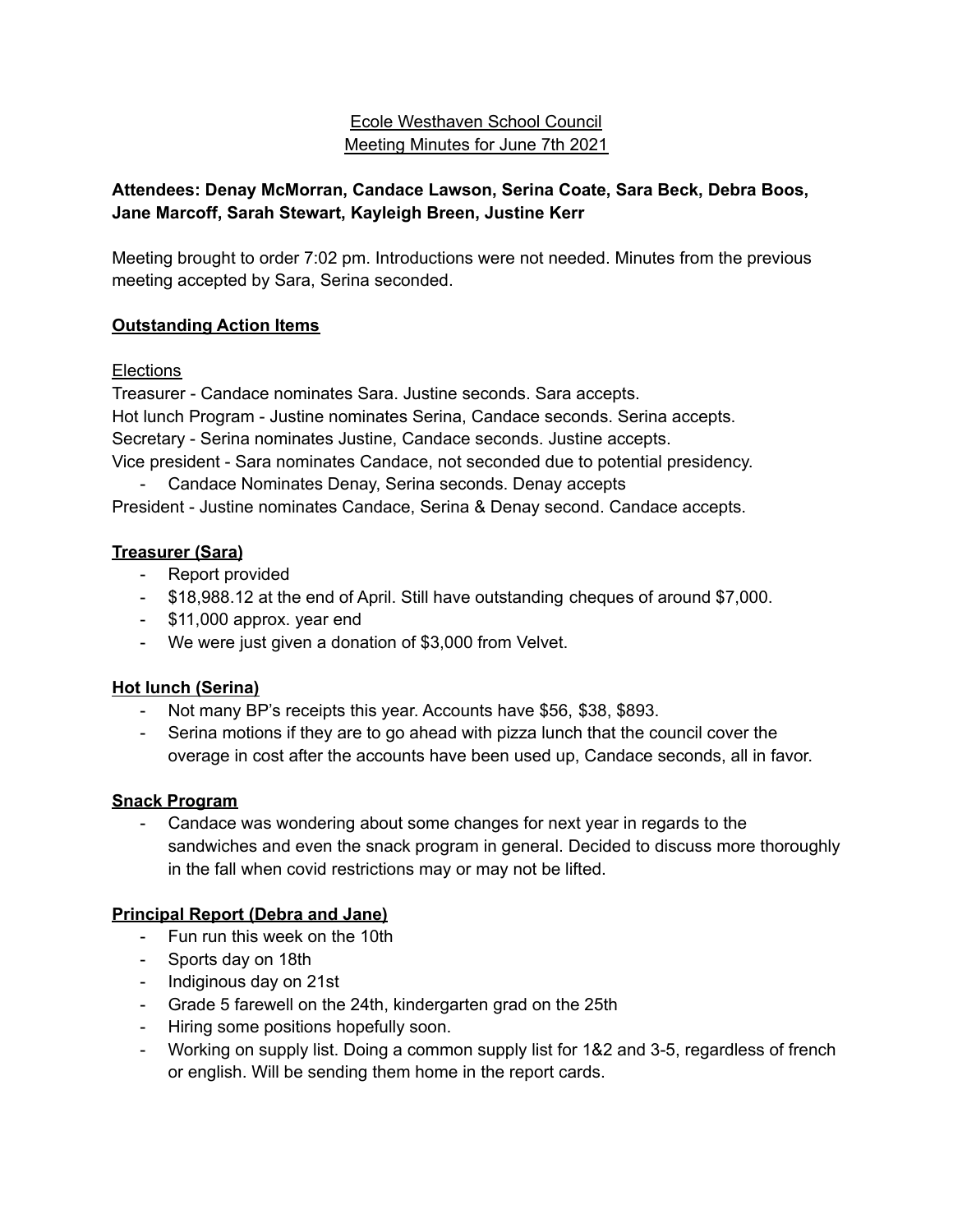Ecole Westhaven School Council
Meeting Minutes for June 7th 2021

**Attendees: Denay McMorran, Candace Lawson, Serina Coate, Sara Beck, Debra Boos, Jane Marcoff, Sarah Stewart, Kayleigh Breen, Justine Kerr**

Meeting brought to order 7:02 pm. Introductions were not needed. Minutes from the previous meeting accepted by Sara, Serina seconded.

## Outstanding Action Items

Elections

Treasurer - Candace nominates Sara. Justine seconds. Sara accepts.
Hot lunch Program - Justine nominates Serina, Candace seconds. Serina accepts.
Secretary - Serina nominates Justine, Candace seconds. Justine accepts.
Vice president - Sara nominates Candace, not seconded due to potential presidency.

- Candace Nominates Denay, Serina seconds. Denay accepts

President - Justine nominates Candace, Serina & Denay second. Candace accepts.

## Treasurer (Sara)

- Report provided
- $18,988.12 at the end of April. Still have outstanding cheques of around $7,000.
- $11,000 approx. year end
- We were just given a donation of $3,000 from Velvet.

## Hot lunch (Serina)

- Not many BP's receipts this year. Accounts have $56, $38, $893.
- Serina motions if they are to go ahead with pizza lunch that the council cover the overage in cost after the accounts have been used up, Candace seconds, all in favor.

## Snack Program

- Candace was wondering about some changes for next year in regards to the sandwiches and even the snack program in general. Decided to discuss more thoroughly in the fall when covid restrictions may or may not be lifted.

## Principal Report (Debra and Jane)

- Fun run this week on the 10th
- Sports day on 18th
- Indiginous day on 21st
- Grade 5 farewell on the 24th, kindergarten grad on the 25th
- Hiring some positions hopefully soon.
- Working on supply list. Doing a common supply list for 1&2 and 3-5, regardless of french or english. Will be sending them home in the report cards.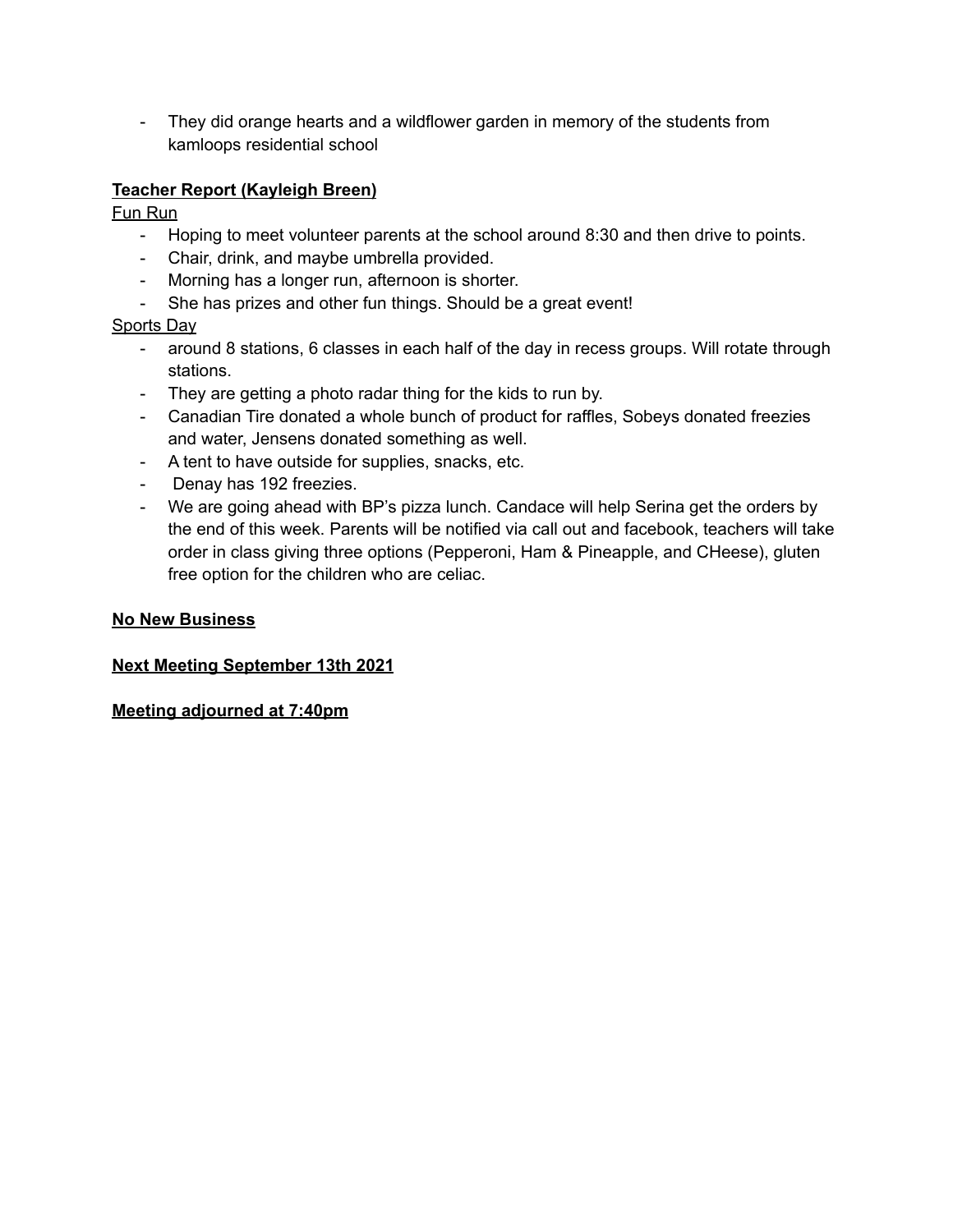- They did orange hearts and a wildflower garden in memory of the students from kamloops residential school

**Teacher Report (Kayleigh Breen)**

Fun Run

- Hoping to meet volunteer parents at the school around 8:30 and then drive to points.
- Chair, drink, and maybe umbrella provided.
- Morning has a longer run, afternoon is shorter.
- She has prizes and other fun things. Should be a great event!

Sports Day

- around 8 stations, 6 classes in each half of the day in recess groups. Will rotate through stations.
- They are getting a photo radar thing for the kids to run by.
- Canadian Tire donated a whole bunch of product for raffles, Sobeys donated freezies and water, Jensens donated something as well.
- A tent to have outside for supplies, snacks, etc.
- Denay has 192 freezies.
- We are going ahead with BP's pizza lunch. Candace will help Serina get the orders by the end of this week. Parents will be notified via call out and facebook, teachers will take order in class giving three options (Pepperoni, Ham & Pineapple, and CHeese), gluten free option for the children who are celiac.

**No New Business**

**Next Meeting September 13th 2021**

**Meeting adjourned at 7:40pm**